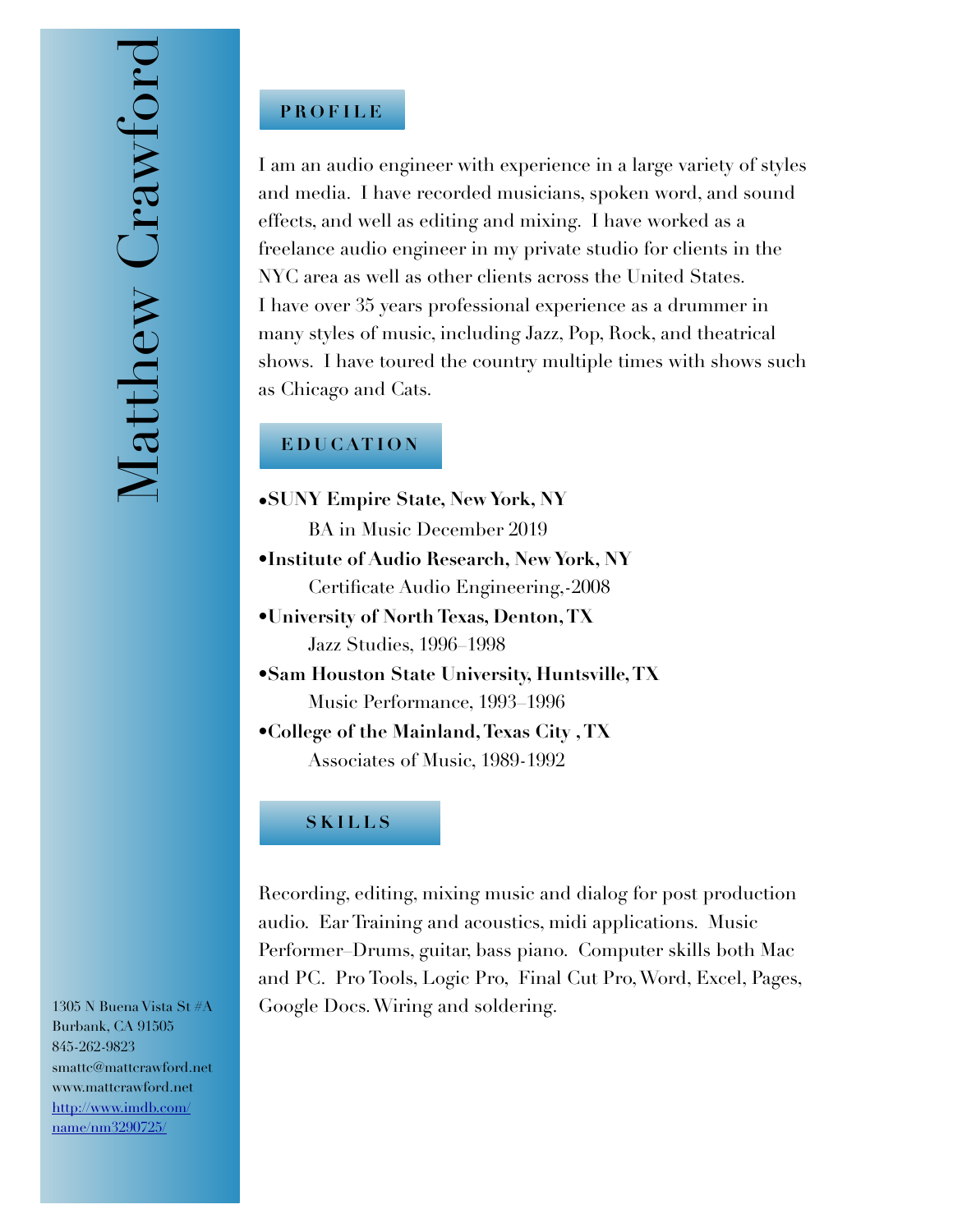# Matthew Crawford

1305 N Buena Vista St #A
Burbank, CA 91505
845-262-9823
smattc@mattcrawford.net
www.mattcrawford.net
[http://www.imdb.com/name/nm3290725/](http://www.imdb.com/name/nm3290725/)

## PROFILE

I am an audio engineer with experience in a large variety of styles and media. I have recorded musicians, spoken word, and sound effects, and well as editing and mixing. I have worked as a freelance audio engineer in my private studio for clients in the NYC area as well as other clients across the United States. I have over 35 years professional experience as a drummer in many styles of music, including Jazz, Pop, Rock, and theatrical shows. I have toured the country multiple times with shows such as Chicago and Cats.

## EDUCATION

- **SUNY Empire State, New York, NY**
  BA in Music December 2019
- **Institute of Audio Research, New York, NY**
  Certificate Audio Engineering,-2008
- **University of North Texas, Denton, TX**
  Jazz Studies, 1996–1998
- **Sam Houston State University, Huntsville, TX**
  Music Performance, 1993–1996
- **College of the Mainland, Texas City , TX**
  Associates of Music, 1989-1992

## SKILLS

Recording, editing, mixing music and dialog for post production audio. Ear Training and acoustics, midi applications. Music Performer–Drums, guitar, bass piano. Computer skills both Mac and PC. Pro Tools, Logic Pro, Final Cut Pro, Word, Excel, Pages, Google Docs. Wiring and soldering.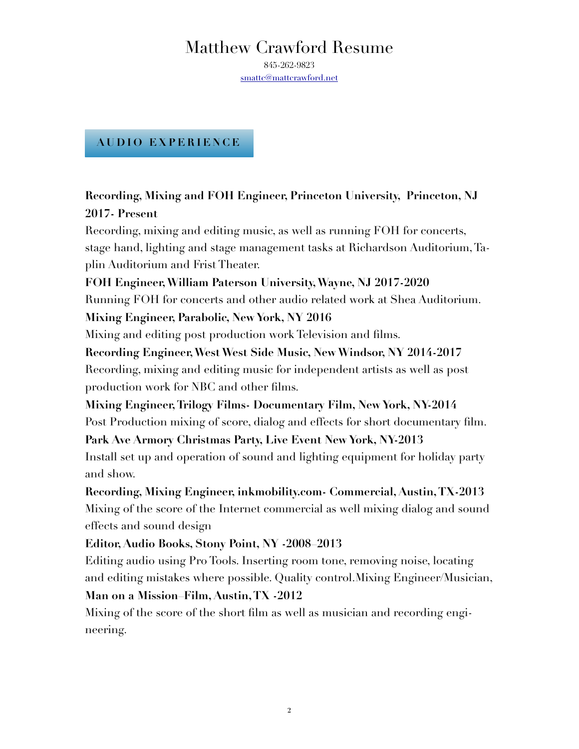# Matthew Crawford Resume

845-262-9823

smattc@mattcrawford.net

## AUDIO EXPERIENCE

**Recording, Mixing and FOH Engineer, Princeton University, Princeton, NJ 2017- Present**

Recording, mixing and editing music, as well as running FOH for concerts, stage hand, lighting and stage management tasks at Richardson Auditorium, Taplin Auditorium and Frist Theater.

**FOH Engineer, William Paterson University, Wayne, NJ 2017-2020**

Running FOH for concerts and other audio related work at Shea Auditorium.

**Mixing Engineer, Parabolic, New York, NY 2016**

Mixing and editing post production work Television and films.

**Recording Engineer, West West Side Music, New Windsor, NY 2014-2017**

Recording, mixing and editing music for independent artists as well as post production work for NBC and other films.

**Mixing Engineer, Trilogy Films- Documentary Film, New York, NY-2014**

Post Production mixing of score, dialog and effects for short documentary film.

**Park Ave Armory Christmas Party, Live Event New York, NY-2013**

Install set up and operation of sound and lighting equipment for holiday party and show.

**Recording, Mixing Engineer, inkmobility.com- Commercial, Austin, TX-2013**

Mixing of the score of the Internet commercial as well mixing dialog and sound effects and sound design

**Editor, Audio Books, Stony Point, NY -2008–2013**

Editing audio using Pro Tools. Inserting room tone, removing noise, locating and editing mistakes where possible. Quality control.Mixing Engineer/Musician,

**Man on a Mission–Film, Austin, TX -2012**

Mixing of the score of the short film as well as musician and recording engineering.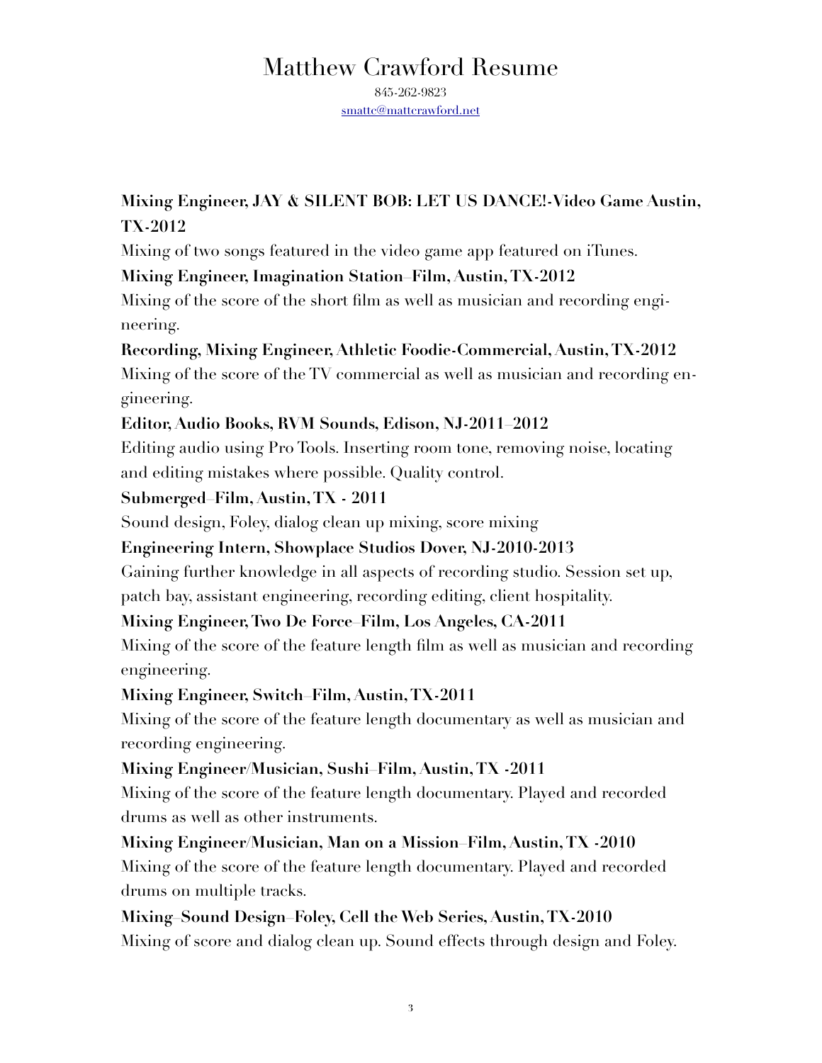# Matthew Crawford Resume

845-262-9823

smattc@mattcrawford.net

**Mixing Engineer, JAY & SILENT BOB: LET US DANCE!-Video Game Austin, TX-2012**

Mixing of two songs featured in the video game app featured on iTunes.

**Mixing Engineer, Imagination Station–Film, Austin, TX-2012**

Mixing of the score of the short film as well as musician and recording engineering.

**Recording, Mixing Engineer, Athletic Foodie-Commercial, Austin, TX-2012**

Mixing of the score of the TV commercial as well as musician and recording engineering.

**Editor, Audio Books, RVM Sounds, Edison, NJ-2011–2012**

Editing audio using Pro Tools. Inserting room tone, removing noise, locating and editing mistakes where possible. Quality control.

**Submerged–Film, Austin, TX - 2011**

Sound design, Foley, dialog clean up mixing, score mixing

**Engineering Intern, Showplace Studios Dover, NJ-2010-2013**

Gaining further knowledge in all aspects of recording studio. Session set up, patch bay, assistant engineering, recording editing, client hospitality.

**Mixing Engineer, Two De Force–Film, Los Angeles, CA-2011**

Mixing of the score of the feature length film as well as musician and recording engineering.

**Mixing Engineer, Switch–Film, Austin, TX-2011**

Mixing of the score of the feature length documentary as well as musician and recording engineering.

**Mixing Engineer/Musician, Sushi–Film, Austin, TX -2011**

Mixing of the score of the feature length documentary. Played and recorded drums as well as other instruments.

**Mixing Engineer/Musician, Man on a Mission–Film, Austin, TX -2010**

Mixing of the score of the feature length documentary. Played and recorded drums on multiple tracks.

**Mixing–Sound Design–Foley, Cell the Web Series, Austin, TX-2010**

Mixing of score and dialog clean up. Sound effects through design and Foley.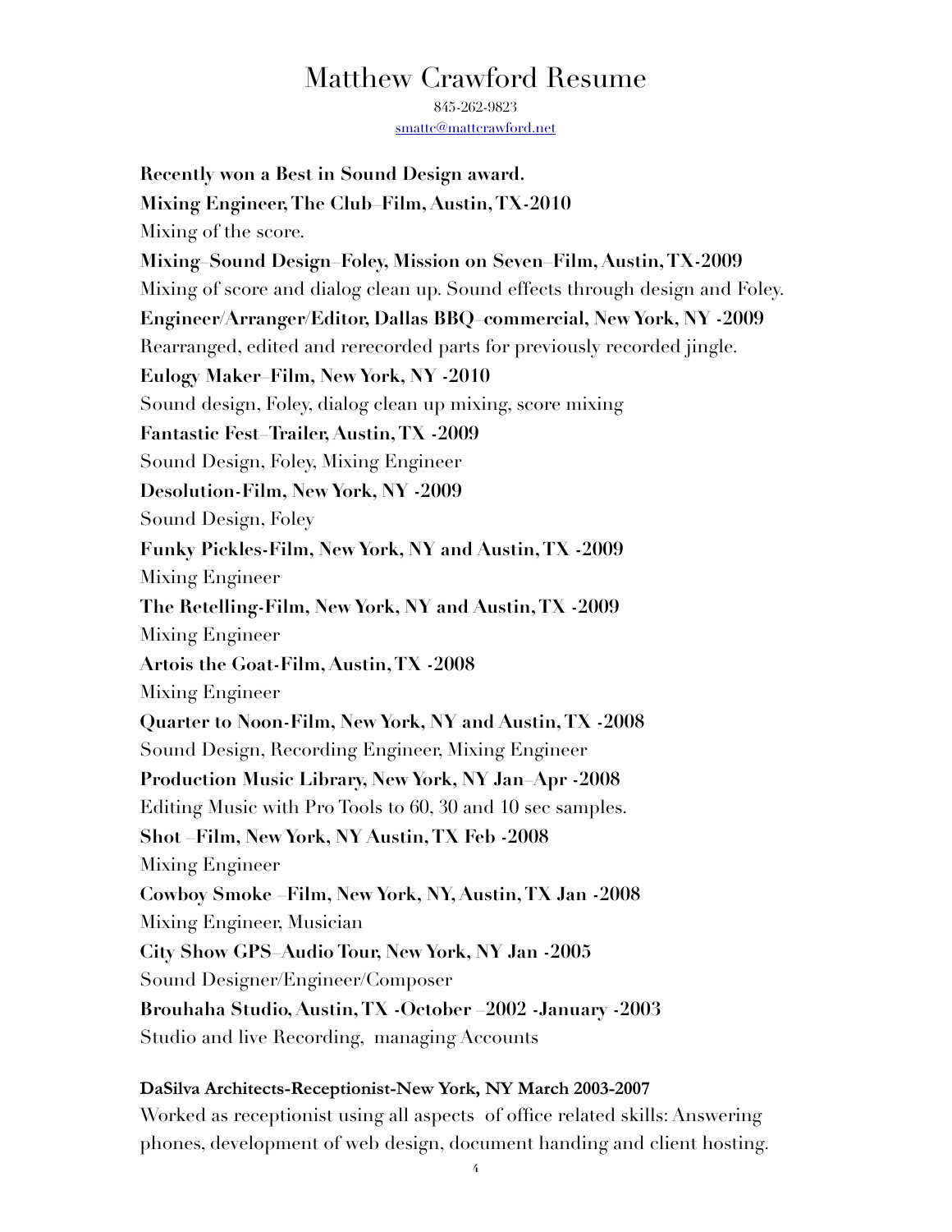# Matthew Crawford Resume

845-262-9823
smattc@mattcrawford.net

**Recently won a Best in Sound Design award.**

**Mixing Engineer, The Club–Film, Austin, TX-2010**

Mixing of the score.

**Mixing–Sound Design–Foley, Mission on Seven–Film, Austin, TX-2009**

Mixing of score and dialog clean up. Sound effects through design and Foley.

**Engineer/Arranger/Editor, Dallas BBQ–commercial, New York, NY -2009**

Rearranged, edited and rerecorded parts for previously recorded jingle.

**Eulogy Maker–Film, New York, NY -2010**

Sound design, Foley, dialog clean up mixing, score mixing

**Fantastic Fest–Trailer, Austin, TX -2009**

Sound Design, Foley, Mixing Engineer

**Desolution-Film, New York, NY -2009**

Sound Design, Foley

**Funky Pickles-Film, New York, NY and Austin, TX -2009**

Mixing Engineer

**The Retelling-Film, New York, NY and Austin, TX -2009**

Mixing Engineer

**Artois the Goat-Film, Austin, TX -2008**

Mixing Engineer

**Quarter to Noon-Film, New York, NY and Austin, TX -2008**

Sound Design, Recording Engineer, Mixing Engineer

**Production Music Library, New York, NY Jan–Apr -2008**

Editing Music with Pro Tools to 60, 30 and 10 sec samples.

**Shot –Film, New York, NY Austin, TX Feb -2008**

Mixing Engineer

**Cowboy Smoke –Film, New York, NY, Austin, TX Jan -2008**

Mixing Engineer, Musician

**City Show GPS–Audio Tour, New York, NY Jan -2005**

Sound Designer/Engineer/Composer

**Brouhaha Studio, Austin, TX -October –2002 -January -2003**

Studio and live Recording, managing Accounts

**DaSilva Architects-Receptionist-New York, NY March 2003-2007**

Worked as receptionist using all aspects of office related skills: Answering phones, development of web design, document handing and client hosting.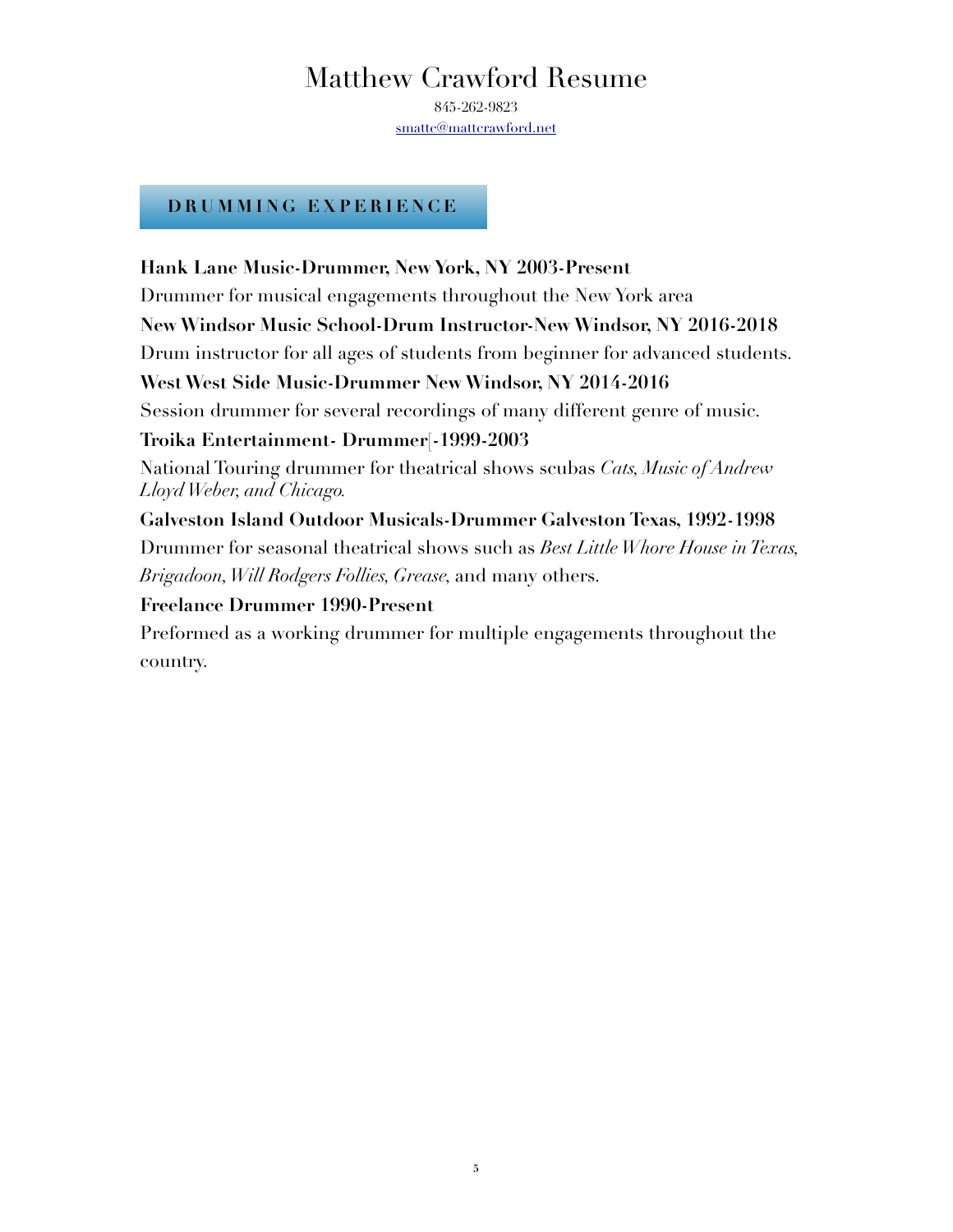# Matthew Crawford Resume

845-262-9823

smattc@mattcrawford.net

## DRUMMING EXPERIENCE

**Hank Lane Music-Drummer, New York, NY 2003-Present**

Drummer for musical engagements throughout the New York area

**New Windsor Music School-Drum Instructor-New Windsor, NY 2016-2018**

Drum instructor for all ages of students from beginner for advanced students.

**West West Side Music-Drummer New Windsor, NY 2014-2016**

Session drummer for several recordings of many different genre of music.

**Troika Entertainment- Drummer[-1999-2003**

National Touring drummer for theatrical shows scubas *Cats, Music of Andrew Lloyd Weber, and Chicago.*

**Galveston Island Outdoor Musicals-Drummer Galveston Texas, 1992-1998**

Drummer for seasonal theatrical shows such as *Best Little Whore House in Texas, Brigadoon, Will Rodgers Follies, Grease,* and many others.

**Freelance Drummer 1990-Present**

Preformed as a working drummer for multiple engagements throughout the country.